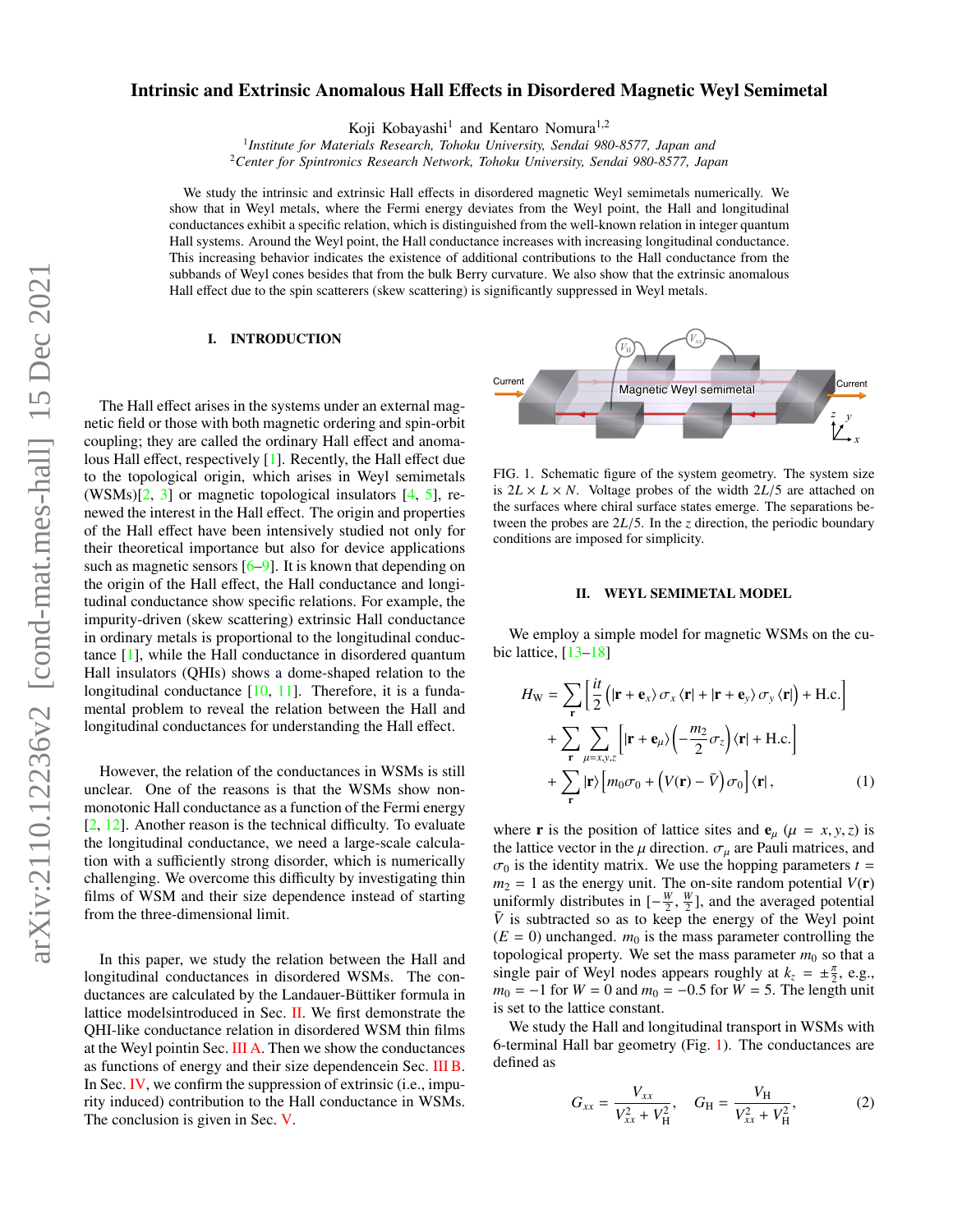# Intrinsic and Extrinsic Anomalous Hall Effects in Disordered Magnetic Weyl Semimetal

Koji Kobayashi[1] and Kentaro Nomura[1,2]

[1]*Institute for Materials Research, Tohoku University, Sendai 980-8577, Japan and*
[2]*Center for Spintronics Research Network, Tohoku University, Sendai 980-8577, Japan*

We study the intrinsic and extrinsic Hall effects in disordered magnetic Weyl semimetals numerically. We show that in Weyl metals, where the Fermi energy deviates from the Weyl point, the Hall and longitudinal conductances exhibit a specific relation, which is distinguished from the well-known relation in integer quantum Hall systems. Around the Weyl point, the Hall conductance increases with increasing longitudinal conductance. This increasing behavior indicates the existence of additional contributions to the Hall conductance from the subbands of Weyl cones besides that from the bulk Berry curvature. We also show that the extrinsic anomalous Hall effect due to the spin scatterers (skew scattering) is significantly suppressed in Weyl metals.

## I. INTRODUCTION

The Hall effect arises in the systems under an external magnetic field or those with both magnetic ordering and spin-orbit coupling; they are called the ordinary Hall effect and anomalous Hall effect, respectively [1]. Recently, the Hall effect due to the topological origin, which arises in Weyl semimetals (WSMs)[2, 3] or magnetic topological insulators [4, 5], renewed the interest in the Hall effect. The origin and properties of the Hall effect have been intensively studied not only for their theoretical importance but also for device applications such as magnetic sensors [6–9]. It is known that depending on the origin of the Hall effect, the Hall conductance and longitudinal conductance show specific relations. For example, the impurity-driven (skew scattering) extrinsic Hall conductance in ordinary metals is proportional to the longitudinal conductance [1], while the Hall conductance in disordered quantum Hall insulators (QHIs) shows a dome-shaped relation to the longitudinal conductance [10, 11]. Therefore, it is a fundamental problem to reveal the relation between the Hall and longitudinal conductances for understanding the Hall effect.

However, the relation of the conductances in WSMs is still unclear. One of the reasons is that the WSMs show non-monotonic Hall conductance as a function of the Fermi energy [2, 12]. Another reason is the technical difficulty. To evaluate the longitudinal conductance, we need a large-scale calculation with a sufficiently strong disorder, which is numerically challenging. We overcome this difficulty by investigating thin films of WSM and their size dependence instead of starting from the three-dimensional limit.

In this paper, we study the relation between the Hall and longitudinal conductances in disordered WSMs. The conductances are calculated by the Landauer-Büttiker formula in lattice modelsintroduced in Sec. II. We first demonstrate the QHI-like conductance relation in disordered WSM thin films at the Weyl pointin Sec. III A. Then we show the conductances as functions of energy and their size dependencein Sec. III B. In Sec. IV, we confirm the suppression of extrinsic (i.e., impurity induced) contribution to the Hall conductance in WSMs. The conclusion is given in Sec. V.

FIG. 1. Schematic figure of the system geometry. The system size is $2L \times L \times N$. Voltage probes of the width $2L/5$ are attached on the surfaces where chiral surface states emerge. The separations between the probes are $2L/5$. In the $z$ direction, the periodic boundary conditions are imposed for simplicity.

## II. WEYL SEMIMETAL MODEL

We employ a simple model for magnetic WSMs on the cubic lattice, [13–18]

$$
\begin{aligned}
H_{\mathrm{W}} = &\sum_{\mathbf{r}} \left[ \frac{it}{2} \left( |\mathbf{r}+\mathbf{e}_x\rangle \sigma_x \langle \mathbf{r}| + |\mathbf{r}+\mathbf{e}_y\rangle \sigma_y \langle \mathbf{r}| \right) + \mathrm{H.c.} \right] \\
&+ \sum_{\mathbf{r}} \sum_{\mu=x,y,z} \left[ |\mathbf{r}+\mathbf{e}_\mu\rangle \left( -\frac{m_2}{2} \sigma_z \right) \langle \mathbf{r}| + \mathrm{H.c.} \right] \\
&+ \sum_{\mathbf{r}} |\mathbf{r}\rangle \left[ m_0 \sigma_0 + \left( V(\mathbf{r}) - \bar{V} \right) \sigma_0 \right] \langle \mathbf{r}| ,
\end{aligned}
\tag{1}
$$

where $\mathbf{r}$ is the position of lattice sites and $\mathbf{e}_\mu$ ($\mu = x, y, z$) is the lattice vector in the $\mu$ direction. $\sigma_\mu$ are Pauli matrices, and $\sigma_0$ is the identity matrix. We use the hopping parameters $t = m_2 = 1$ as the energy unit. The on-site random potential $V(\mathbf{r})$ uniformly distributes in $[-\frac{W}{2}, \frac{W}{2}]$, and the averaged potential $\bar{V}$ is subtracted so as to keep the energy of the Weyl point ($E = 0$) unchanged. $m_0$ is the mass parameter controlling the topological property. We set the mass parameter $m_0$ so that a single pair of Weyl nodes appears roughly at $k_z = \pm\frac{\pi}{2}$, e.g., $m_0 = -1$ for $W = 0$ and $m_0 = -0.5$ for $W = 5$. The length unit is set to the lattice constant.

We study the Hall and longitudinal transport in WSMs with 6-terminal Hall bar geometry (Fig. 1). The conductances are defined as

$$
G_{xx} = \frac{V_{xx}}{V_{xx}^2 + V_{\mathrm{H}}^2}, \quad G_{\mathrm{H}} = \frac{V_{\mathrm{H}}}{V_{xx}^2 + V_{\mathrm{H}}^2}, \tag{2}
$$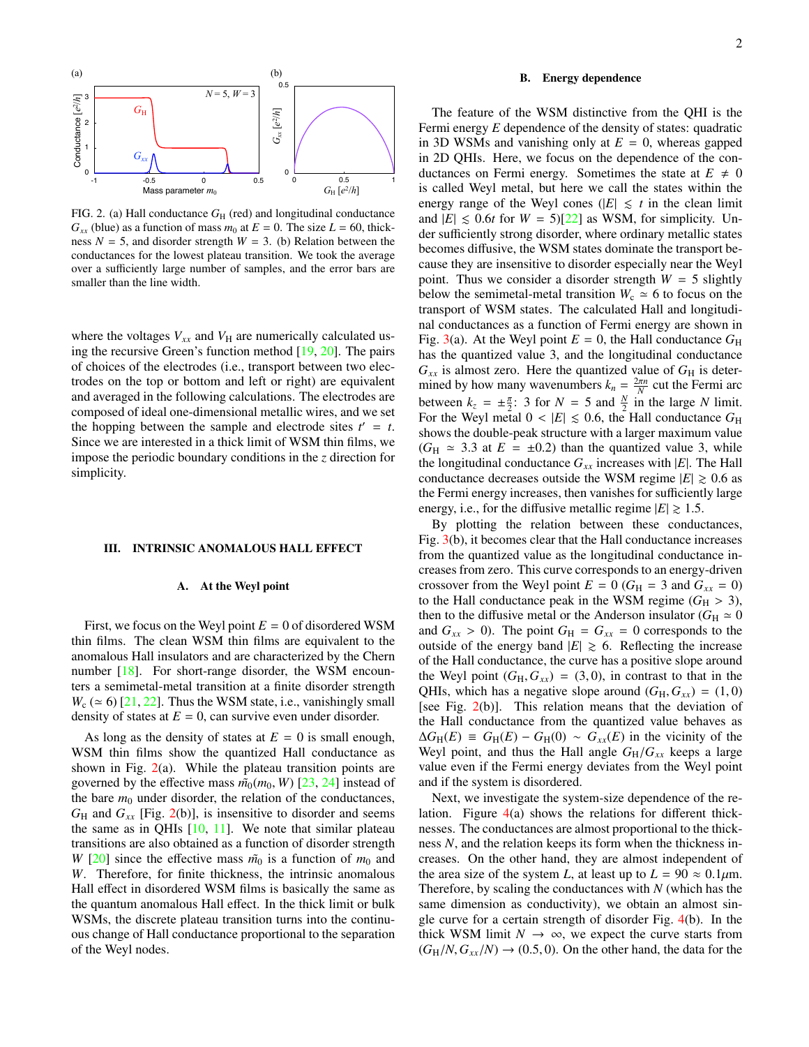FIG. 2. (a) Hall conductance $G_H$ (red) and longitudinal conductance $G_{xx}$ (blue) as a function of mass $m_0$ at $E = 0$. The size $L = 60$, thickness $N = 5$, and disorder strength $W = 3$. (b) Relation between the conductances for the lowest plateau transition. We took the average over a sufficiently large number of samples, and the error bars are smaller than the line width.

where the voltages $V_{xx}$ and $V_H$ are numerically calculated using the recursive Green's function method [19, 20]. The pairs of choices of the electrodes (i.e., transport between two electrodes on the top or bottom and left or right) are equivalent and averaged in the following calculations. The electrodes are composed of ideal one-dimensional metallic wires, and we set the hopping between the sample and electrode sites $t' = t$. Since we are interested in a thick limit of WSM thin films, we impose the periodic boundary conditions in the $z$ direction for simplicity.

## III. INTRINSIC ANOMALOUS HALL EFFECT

### A. At the Weyl point

First, we focus on the Weyl point $E = 0$ of disordered WSM thin films. The clean WSM thin films are equivalent to the anomalous Hall insulators and are characterized by the Chern number [18]. For short-range disorder, the WSM encounters a semimetal-metal transition at a finite disorder strength $W_c$ ($\simeq 6$) [21, 22]. Thus the WSM state, i.e., vanishingly small density of states at $E = 0$, can survive even under disorder.

As long as the density of states at $E = 0$ is small enough, WSM thin films show the quantized Hall conductance as shown in Fig. 2(a). While the plateau transition points are governed by the effective mass $\tilde{m}_0(m_0, W)$ [23, 24] instead of the bare $m_0$ under disorder, the relation of the conductances, $G_H$ and $G_{xx}$ [Fig. 2(b)], is insensitive to disorder and seems the same as in QHIs [10, 11]. We note that similar plateau transitions are also obtained as a function of disorder strength $W$ [20] since the effective mass $\tilde{m}_0$ is a function of $m_0$ and $W$. Therefore, for finite thickness, the intrinsic anomalous Hall effect in disordered WSM films is basically the same as the quantum anomalous Hall effect. In the thick limit or bulk WSMs, the discrete plateau transition turns into the continuous change of Hall conductance proportional to the separation of the Weyl nodes.

### B. Energy dependence

The feature of the WSM distinctive from the QHI is the Fermi energy $E$ dependence of the density of states: quadratic in 3D WSMs and vanishing only at $E = 0$, whereas gapped in 2D QHIs. Here, we focus on the dependence of the conductances on Fermi energy. Sometimes the state at $E \neq 0$ is called Weyl metal, but here we call the states within the energy range of the Weyl cones ($|E| \lesssim t$ in the clean limit and $|E| \lesssim 0.6t$ for $W = 5$)[22] as WSM, for simplicity. Under sufficiently strong disorder, where ordinary metallic states becomes diffusive, the WSM states dominate the transport because they are insensitive to disorder especially near the Weyl point. Thus we consider a disorder strength $W = 5$ slightly below the semimetal-metal transition $W_c \simeq 6$ to focus on the transport of WSM states. The calculated Hall and longitudinal conductances as a function of Fermi energy are shown in Fig. 3(a). At the Weyl point $E = 0$, the Hall conductance $G_H$ has the quantized value 3, and the longitudinal conductance $G_{xx}$ is almost zero. Here the quantized value of $G_H$ is determined by how many wavenumbers $k_n = \frac{2\pi n}{N}$ cut the Fermi arc between $k_z = \pm\frac{\pi}{2}$: 3 for $N = 5$ and $\frac{N}{2}$ in the large $N$ limit. For the Weyl metal $0 < |E| \lesssim 0.6$, the Hall conductance $G_H$ shows the double-peak structure with a larger maximum value ($G_H \simeq 3.3$ at $E = \pm 0.2$) than the quantized value 3, while the longitudinal conductance $G_{xx}$ increases with $|E|$. The Hall conductance decreases outside the WSM regime $|E| \gtrsim 0.6$ as the Fermi energy increases, then vanishes for sufficiently large energy, i.e., for the diffusive metallic regime $|E| \gtrsim 1.5$.

By plotting the relation between these conductances, Fig. 3(b), it becomes clear that the Hall conductance increases from the quantized value as the longitudinal conductance increases from zero. This curve corresponds to an energy-driven crossover from the Weyl point $E = 0$ ($G_H = 3$ and $G_{xx} = 0$) to the Hall conductance peak in the WSM regime ($G_H > 3$), then to the diffusive metal or the Anderson insulator ($G_H \simeq 0$ and $G_{xx} > 0$). The point $G_H = G_{xx} = 0$ corresponds to the outside of the energy band $|E| \gtrsim 6$. Reflecting the increase of the Hall conductance, the curve has a positive slope around the Weyl point $(G_H, G_{xx}) = (3, 0)$, in contrast to that in the QHIs, which has a negative slope around $(G_H, G_{xx}) = (1, 0)$ [see Fig. 2(b)]. This relation means that the deviation of the Hall conductance from the quantized value behaves as $\Delta G_H(E) \equiv G_H(E) - G_H(0) \sim G_{xx}(E)$ in the vicinity of the Weyl point, and thus the Hall angle $G_H/G_{xx}$ keeps a large value even if the Fermi energy deviates from the Weyl point and if the system is disordered.

Next, we investigate the system-size dependence of the relation. Figure 4(a) shows the relations for different thicknesses. The conductances are almost proportional to the thickness $N$, and the relation keeps its form when the thickness increases. On the other hand, they are almost independent of the area size of the system $L$, at least up to $L = 90 \approx 0.1\mu$m. Therefore, by scaling the conductances with $N$ (which has the same dimension as conductivity), we obtain an almost single curve for a certain strength of disorder Fig. 4(b). In the thick WSM limit $N \to \infty$, we expect the curve starts from $(G_H/N, G_{xx}/N) \to (0.5, 0)$. On the other hand, the data for the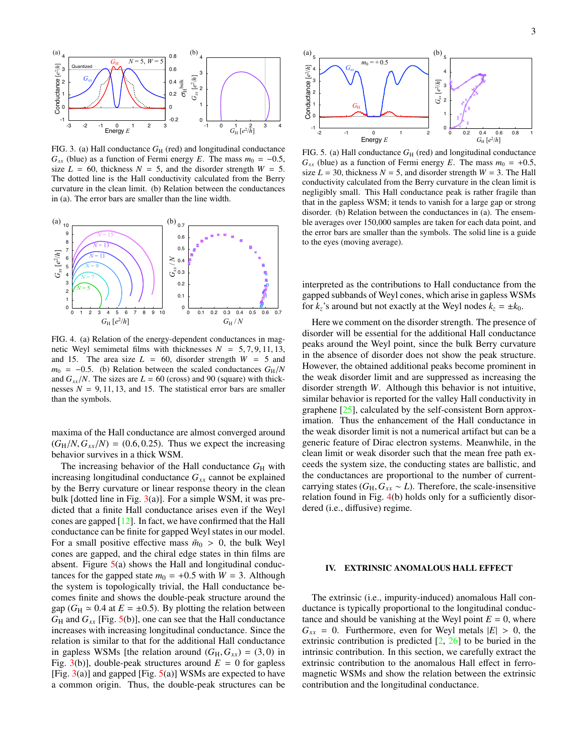FIG. 3. (a) Hall conductance $G_H$ (red) and longitudinal conductance $G_{xx}$ (blue) as a function of Fermi energy $E$. The mass $m_0 = -0.5$, size $L = 60$, thickness $N = 5$, and the disorder strength $W = 5$. The dotted line is the Hall conductivity calculated from the Berry curvature in the clean limit. (b) Relation between the conductances in (a). The error bars are smaller than the line width.

FIG. 4. (a) Relation of the energy-dependent conductances in magnetic Weyl semimetal films with thicknesses $N = 5, 7, 9, 11, 13$, and 15. The area size $L = 60$, disorder strength $W = 5$ and $m_0 = -0.5$. (b) Relation between the scaled conductances $G_H/N$ and $G_{xx}/N$. The sizes are $L = 60$ (cross) and 90 (square) with thicknesses $N = 9, 11, 13$, and 15. The statistical error bars are smaller than the symbols.

maxima of the Hall conductance are almost converged around $(G_H/N, G_{xx}/N) = (0.6, 0.25)$. Thus we expect the increasing behavior survives in a thick WSM.

The increasing behavior of the Hall conductance $G_H$ with increasing longitudinal conductance $G_{xx}$ cannot be explained by the Berry curvature or linear response theory in the clean bulk [dotted line in Fig. 3(a)]. For a simple WSM, it was predicted that a finite Hall conductance arises even if the Weyl cones are gapped [12]. In fact, we have confirmed that the Hall conductance can be finite for gapped Weyl states in our model. For a small positive effective mass $\tilde{m}_0 > 0$, the bulk Weyl cones are gapped, and the chiral edge states in thin films are absent. Figure 5(a) shows the Hall and longitudinal conductances for the gapped state $m_0 = +0.5$ with $W = 3$. Although the system is topologically trivial, the Hall conductance becomes finite and shows the double-peak structure around the gap ($G_H \simeq 0.4$ at $E = \pm 0.5$). By plotting the relation between $G_H$ and $G_{xx}$ [Fig. 5(b)], one can see that the Hall conductance increases with increasing longitudinal conductance. Since the relation is similar to that for the additional Hall conductance in gapless WSMs [the relation around $(G_H, G_{xx}) = (3, 0)$ in Fig. 3(b)], double-peak structures around $E = 0$ for gapless [Fig. 3(a)] and gapped [Fig. 5(a)] WSMs are expected to have a common origin. Thus, the double-peak structures can be interpreted as the contributions to Hall conductance from the gapped subbands of Weyl cones, which arise in gapless WSMs for $k_z$'s around but not exactly at the Weyl nodes $k_z = \pm k_0$.

FIG. 5. (a) Hall conductance $G_H$ (red) and longitudinal conductance $G_{xx}$ (blue) as a function of Fermi energy $E$. The mass $m_0 = +0.5$, size $L = 30$, thickness $N = 5$, and disorder strength $W = 3$. The Hall conductivity calculated from the Berry curvature in the clean limit is negligibly small. This Hall conductance peak is rather fragile than that in the gapless WSM; it tends to vanish for a large gap or strong disorder. (b) Relation between the conductances in (a). The ensemble averages over 150,000 samples are taken for each data point, and the error bars are smaller than the symbols. The solid line is a guide to the eyes (moving average).

Here we comment on the disorder strength. The presence of disorder will be essential for the additional Hall conductance peaks around the Weyl point, since the bulk Berry curvature in the absence of disorder does not show the peak structure. However, the obtained additional peaks become prominent in the weak disorder limit and are suppressed as increasing the disorder strength $W$. Although this behavior is not intuitive, similar behavior is reported for the valley Hall conductivity in graphene [25], calculated by the self-consistent Born approximation. Thus the enhancement of the Hall conductance in the weak disorder limit is not a numerical artifact but can be a generic feature of Dirac electron systems. Meanwhile, in the clean limit or weak disorder such that the mean free path exceeds the system size, the conducting states are ballistic, and the conductances are proportional to the number of current-carrying states ($G_H, G_{xx} \sim L$). Therefore, the scale-insensitive relation found in Fig. 4(b) holds only for a sufficiently disordered (i.e., diffusive) regime.

## IV. EXTRINSIC ANOMALOUS HALL EFFECT

The extrinsic (i.e., impurity-induced) anomalous Hall conductance is typically proportional to the longitudinal conductance and should be vanishing at the Weyl point $E = 0$, where $G_{xx} = 0$. Furthermore, even for Weyl metals $|E| > 0$, the extrinsic contribution is predicted [2, 26] to be buried in the intrinsic contribution. In this section, we carefully extract the extrinsic contribution to the anomalous Hall effect in ferromagnetic WSMs and show the relation between the extrinsic contribution and the longitudinal conductance.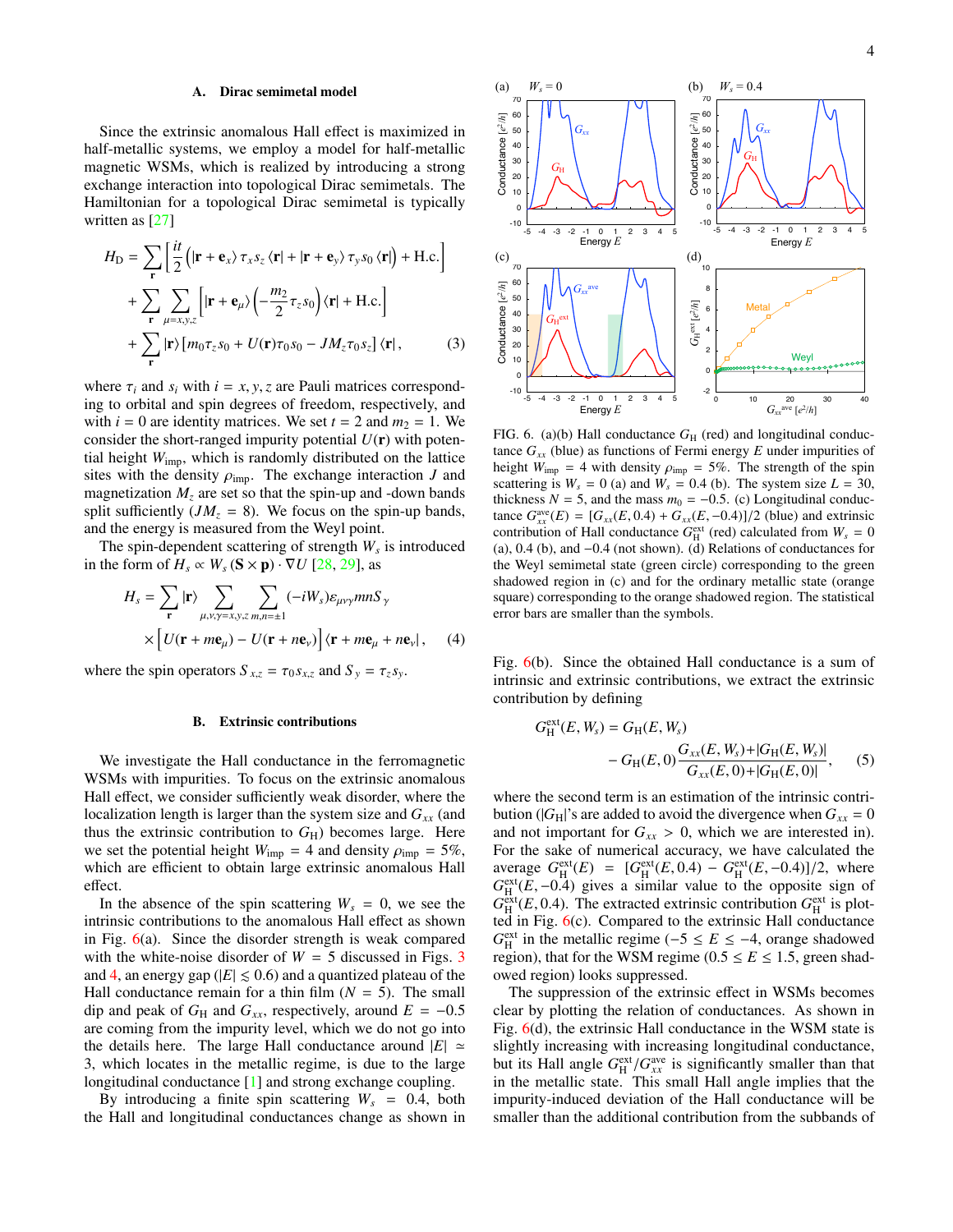### A. Dirac semimetal model

Since the extrinsic anomalous Hall effect is maximized in half-metallic systems, we employ a model for half-metallic magnetic WSMs, which is realized by introducing a strong exchange interaction into topological Dirac semimetals. The Hamiltonian for a topological Dirac semimetal is typically written as [27]

$$
\begin{aligned}
H_{\mathrm{D}} = &\sum_{\mathbf{r}} \left[ \frac{it}{2} \Big( |\mathbf{r}+\mathbf{e}_x\rangle \tau_x s_z \langle \mathbf{r}| + |\mathbf{r}+\mathbf{e}_y\rangle \tau_y s_0 \langle \mathbf{r}| \Big) + \mathrm{H.c.} \right] \\
&+ \sum_{\mathbf{r}} \sum_{\mu=x,y,z} \left[ |\mathbf{r}+\mathbf{e}_\mu\rangle \left( -\frac{m_2}{2} \tau_z s_0 \right) \langle \mathbf{r}| + \mathrm{H.c.} \right] \\
&+ \sum_{\mathbf{r}} |\mathbf{r}\rangle \left[ m_0 \tau_z s_0 + U(\mathbf{r}) \tau_0 s_0 - J M_z \tau_0 s_z \right] \langle \mathbf{r}| , \qquad (3)
\end{aligned}
$$

where $\tau_i$ and $s_i$ with $i = x, y, z$ are Pauli matrices corresponding to orbital and spin degrees of freedom, respectively, and with $i = 0$ are identity matrices. We set $t = 2$ and $m_2 = 1$. We consider the short-ranged impurity potential $U(\mathbf{r})$ with potential height $W_{\mathrm{imp}}$, which is randomly distributed on the lattice sites with the density $\rho_{\mathrm{imp}}$. The exchange interaction $J$ and magnetization $M_z$ are set so that the spin-up and -down bands split sufficiently ($JM_z = 8$). We focus on the spin-up bands, and the energy is measured from the Weyl point.

The spin-dependent scattering of strength $W_s$ is introduced in the form of $H_s \propto W_s (\mathbf{S} \times \mathbf{p}) \cdot \nabla U$ [28, 29], as

$$
\begin{aligned}
H_s = &\sum_{\mathbf{r}} |\mathbf{r}\rangle \sum_{\mu,\nu,\gamma=x,y,z} \sum_{m,n=\pm 1} (-iW_s) \varepsilon_{\mu\nu\gamma} mn S_\gamma \\
&\times \Big[ U(\mathbf{r}+m\mathbf{e}_\mu) - U(\mathbf{r}+n\mathbf{e}_\nu) \Big] \langle \mathbf{r}+m\mathbf{e}_\mu + n\mathbf{e}_\nu | , \qquad (4)
\end{aligned}
$$

where the spin operators $S_{x,z} = \tau_0 s_{x,z}$ and $S_y = \tau_z s_y$.

### B. Extrinsic contributions

We investigate the Hall conductance in the ferromagnetic WSMs with impurities. To focus on the extrinsic anomalous Hall effect, we consider sufficiently weak disorder, where the localization length is larger than the system size and $G_{xx}$ (and thus the extrinsic contribution to $G_{\mathrm{H}}$) becomes large. Here we set the potential height $W_{\mathrm{imp}} = 4$ and density $\rho_{\mathrm{imp}} = 5\%$, which are efficient to obtain large extrinsic anomalous Hall effect.

In the absence of the spin scattering $W_s = 0$, we see the intrinsic contributions to the anomalous Hall effect as shown in Fig. 6(a). Since the disorder strength is weak compared with the white-noise disorder of $W = 5$ discussed in Figs. 3 and 4, an energy gap ($|E| \lesssim 0.6$) and a quantized plateau of the Hall conductance remain for a thin film ($N = 5$). The small dip and peak of $G_{\mathrm{H}}$ and $G_{xx}$, respectively, around $E = -0.5$ are coming from the impurity level, which we do not go into the details here. The large Hall conductance around $|E| \simeq 3$, which locates in the metallic regime, is due to the large longitudinal conductance [1] and strong exchange coupling.

By introducing a finite spin scattering $W_s = 0.4$, both the Hall and longitudinal conductances change as shown in Fig. 6(b). Since the obtained Hall conductance is a sum of intrinsic and extrinsic contributions, we extract the extrinsic contribution by defining

$$
\begin{aligned}
G_{\mathrm{H}}^{\mathrm{ext}}(E, W_s) = &\, G_{\mathrm{H}}(E, W_s) \\
&- G_{\mathrm{H}}(E, 0) \frac{G_{xx}(E, W_s) + |G_{\mathrm{H}}(E, W_s)|}{G_{xx}(E, 0) + |G_{\mathrm{H}}(E, 0)|}, \qquad (5)
\end{aligned}
$$

where the second term is an estimation of the intrinsic contribution ($|G_{\mathrm{H}}|$'s are added to avoid the divergence when $G_{xx} = 0$ and not important for $G_{xx} > 0$, which we are interested in). For the sake of numerical accuracy, we have calculated the average $G_{\mathrm{H}}^{\mathrm{ext}}(E) = [G_{\mathrm{H}}^{\mathrm{ext}}(E, 0.4) - G_{\mathrm{H}}^{\mathrm{ext}}(E, -0.4)]/2$, where $G_{\mathrm{H}}^{\mathrm{ext}}(E, -0.4)$ gives a similar value to the opposite sign of $G_{\mathrm{H}}^{\mathrm{ext}}(E, 0.4)$. The extracted extrinsic contribution $G_{\mathrm{H}}^{\mathrm{ext}}$ is plotted in Fig. 6(c). Compared to the extrinsic Hall conductance $G_{\mathrm{H}}^{\mathrm{ext}}$ in the metallic regime ($-5 \le E \le -4$, orange shadowed region), that for the WSM regime ($0.5 \le E \le 1.5$, green shadowed region) looks suppressed.

The suppression of the extrinsic effect in WSMs becomes clear by plotting the relation of conductances. As shown in Fig. 6(d), the extrinsic Hall conductance in the WSM state is slightly increasing with increasing longitudinal conductance, but its Hall angle $G_{\mathrm{H}}^{\mathrm{ext}}/G_{xx}^{\mathrm{ave}}$ is significantly smaller than that in the metallic state. This small Hall angle implies that the impurity-induced deviation of the Hall conductance will be smaller than the additional contribution from the subbands of

FIG. 6. (a)(b) Hall conductance $G_{\mathrm{H}}$ (red) and longitudinal conductance $G_{xx}$ (blue) as functions of Fermi energy $E$ under impurities of height $W_{\mathrm{imp}} = 4$ with density $\rho_{\mathrm{imp}} = 5\%$. The strength of the spin scattering is $W_s = 0$ (a) and $W_s = 0.4$ (b). The system size $L = 30$, thickness $N = 5$, and the mass $m_0 = -0.5$. (c) Longitudinal conductance $G_{xx}^{\mathrm{ave}}(E) = [G_{xx}(E, 0.4) + G_{xx}(E, -0.4)]/2$ (blue) and extrinsic contribution of Hall conductance $G_{\mathrm{H}}^{\mathrm{ext}}$ (red) calculated from $W_s = 0$ (a), 0.4 (b), and $-0.4$ (not shown). (d) Relations of conductances for the Weyl semimetal state (green circle) corresponding to the green shadowed region in (c) and for the ordinary metallic state (orange square) corresponding to the orange shadowed region. The statistical error bars are smaller than the symbols.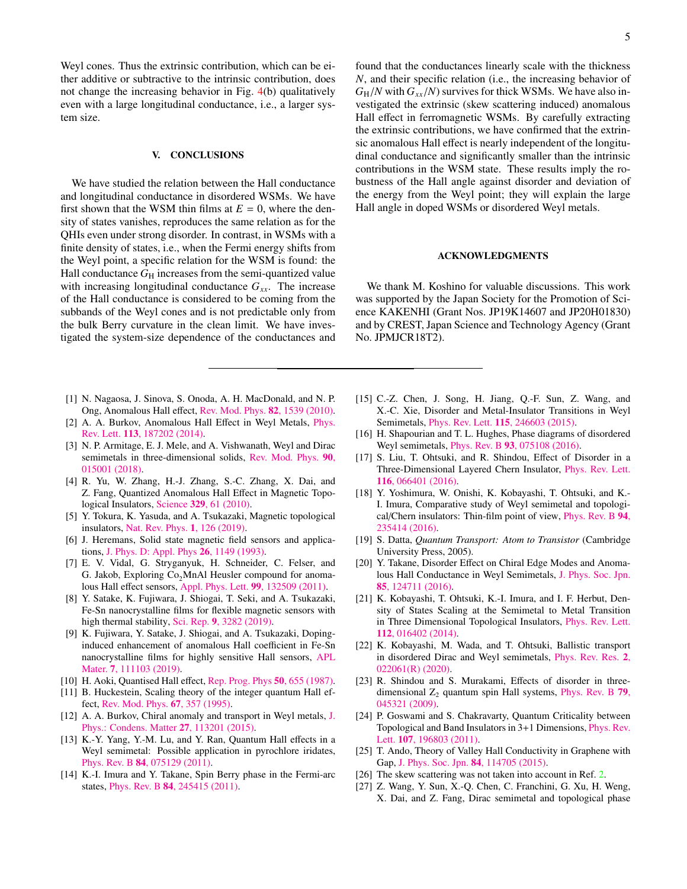Weyl cones. Thus the extrinsic contribution, which can be either additive or subtractive to the intrinsic contribution, does not change the increasing behavior in Fig. 4(b) qualitatively even with a large longitudinal conductance, i.e., a larger system size.

## V. CONCLUSIONS

We have studied the relation between the Hall conductance and longitudinal conductance in disordered WSMs. We have first shown that the WSM thin films at $E = 0$, where the density of states vanishes, reproduces the same relation as for the QHIs even under strong disorder. In contrast, in WSMs with a finite density of states, i.e., when the Fermi energy shifts from the Weyl point, a specific relation for the WSM is found: the Hall conductance $G_{\mathrm{H}}$ increases from the semi-quantized value with increasing longitudinal conductance $G_{xx}$. The increase of the Hall conductance is considered to be coming from the subbands of the Weyl cones and is not predictable only from the bulk Berry curvature in the clean limit. We have investigated the system-size dependence of the conductances and found that the conductances linearly scale with the thickness $N$, and their specific relation (i.e., the increasing behavior of $G_{\mathrm{H}}/N$ with $G_{xx}/N$) survives for thick WSMs. We have also investigated the extrinsic (skew scattering induced) anomalous Hall effect in ferromagnetic WSMs. By carefully extracting the extrinsic contributions, we have confirmed that the extrinsic anomalous Hall effect is nearly independent of the longitudinal conductance and significantly smaller than the intrinsic contributions in the WSM state. These results imply the robustness of the Hall angle against disorder and deviation of the energy from the Weyl point; they will explain the large Hall angle in doped WSMs or disordered Weyl metals.

## ACKNOWLEDGMENTS

We thank M. Koshino for valuable discussions. This work was supported by the Japan Society for the Promotion of Science KAKENHI (Grant Nos. JP19K14607 and JP20H01830) and by CREST, Japan Science and Technology Agency (Grant No. JPMJCR18T2).

---

[1] N. Nagaosa, J. Sinova, S. Onoda, A. H. MacDonald, and N. P. Ong, Anomalous Hall effect, Rev. Mod. Phys. **82**, 1539 (2010).

[2] A. A. Burkov, Anomalous Hall Effect in Weyl Metals, Phys. Rev. Lett. **113**, 187202 (2014).

[3] N. P. Armitage, E. J. Mele, and A. Vishwanath, Weyl and Dirac semimetals in three-dimensional solids, Rev. Mod. Phys. **90**, 015001 (2018).

[4] R. Yu, W. Zhang, H.-J. Zhang, S.-C. Zhang, X. Dai, and Z. Fang, Quantized Anomalous Hall Effect in Magnetic Topological Insulators, Science **329**, 61 (2010).

[5] Y. Tokura, K. Yasuda, and A. Tsukazaki, Magnetic topological insulators, Nat. Rev. Phys. **1**, 126 (2019).

[6] J. Heremans, Solid state magnetic field sensors and applications, J. Phys. D: Appl. Phys **26**, 1149 (1993).

[7] E. V. Vidal, G. Stryganyuk, H. Schneider, C. Felser, and G. Jakob, Exploring $Co_2MnAl$ Heusler compound for anomalous Hall effect sensors, Appl. Phys. Lett. **99**, 132509 (2011).

[8] Y. Satake, K. Fujiwara, J. Shiogai, T. Seki, and A. Tsukazaki, Fe-Sn nanocrystalline films for flexible magnetic sensors with high thermal stability, Sci. Rep. **9**, 3282 (2019).

[9] K. Fujiwara, Y. Satake, J. Shiogai, and A. Tsukazaki, Doping-induced enhancement of anomalous Hall coefficient in Fe-Sn nanocrystalline films for highly sensitive Hall sensors, APL Mater. **7**, 111103 (2019).

[10] H. Aoki, Quantised Hall effect, Rep. Prog. Phys **50**, 655 (1987).

[11] B. Huckestein, Scaling theory of the integer quantum Hall effect, Rev. Mod. Phys. **67**, 357 (1995).

[12] A. A. Burkov, Chiral anomaly and transport in Weyl metals, J. Phys.: Condens. Matter **27**, 113201 (2015).

[13] K.-Y. Yang, Y.-M. Lu, and Y. Ran, Quantum Hall effects in a Weyl semimetal: Possible application in pyrochlore iridates, Phys. Rev. B **84**, 075129 (2011).

[14] K.-I. Imura and Y. Takane, Spin Berry phase in the Fermi-arc states, Phys. Rev. B **84**, 245415 (2011).

[15] C.-Z. Chen, J. Song, H. Jiang, Q.-F. Sun, Z. Wang, and X.-C. Xie, Disorder and Metal-Insulator Transitions in Weyl Semimetals, Phys. Rev. Lett. **115**, 246603 (2015).

[16] H. Shapourian and T. L. Hughes, Phase diagrams of disordered Weyl semimetals, Phys. Rev. B **93**, 075108 (2016).

[17] S. Liu, T. Ohtsuki, and R. Shindou, Effect of Disorder in a Three-Dimensional Layered Chern Insulator, Phys. Rev. Lett. **116**, 066401 (2016).

[18] Y. Yoshimura, W. Onishi, K. Kobayashi, T. Ohtsuki, and K.-I. Imura, Comparative study of Weyl semimetal and topological/Chern insulators: Thin-film point of view, Phys. Rev. B **94**, 235414 (2016).

[19] S. Datta, *Quantum Transport: Atom to Transistor* (Cambridge University Press, 2005).

[20] Y. Takane, Disorder Effect on Chiral Edge Modes and Anomalous Hall Conductance in Weyl Semimetals, J. Phys. Soc. Jpn. **85**, 124711 (2016).

[21] K. Kobayashi, T. Ohtsuki, K.-I. Imura, and I. F. Herbut, Density of States Scaling at the Semimetal to Metal Transition in Three Dimensional Topological Insulators, Phys. Rev. Lett. **112**, 016402 (2014).

[22] K. Kobayashi, M. Wada, and T. Ohtsuki, Ballistic transport in disordered Dirac and Weyl semimetals, Phys. Rev. Res. **2**, 022061(R) (2020).

[23] R. Shindou and S. Murakami, Effects of disorder in three-dimensional $Z_2$ quantum spin Hall systems, Phys. Rev. B **79**, 045321 (2009).

[24] P. Goswami and S. Chakravarty, Quantum Criticality between Topological and Band Insulators in 3+1 Dimensions, Phys. Rev. Lett. **107**, 196803 (2011).

[25] T. Ando, Theory of Valley Hall Conductivity in Graphene with Gap, J. Phys. Soc. Jpn. **84**, 114705 (2015).

[26] The skew scattering was not taken into account in Ref. 2.

[27] Z. Wang, Y. Sun, X.-Q. Chen, C. Franchini, G. Xu, H. Weng, X. Dai, and Z. Fang, Dirac semimetal and topological phase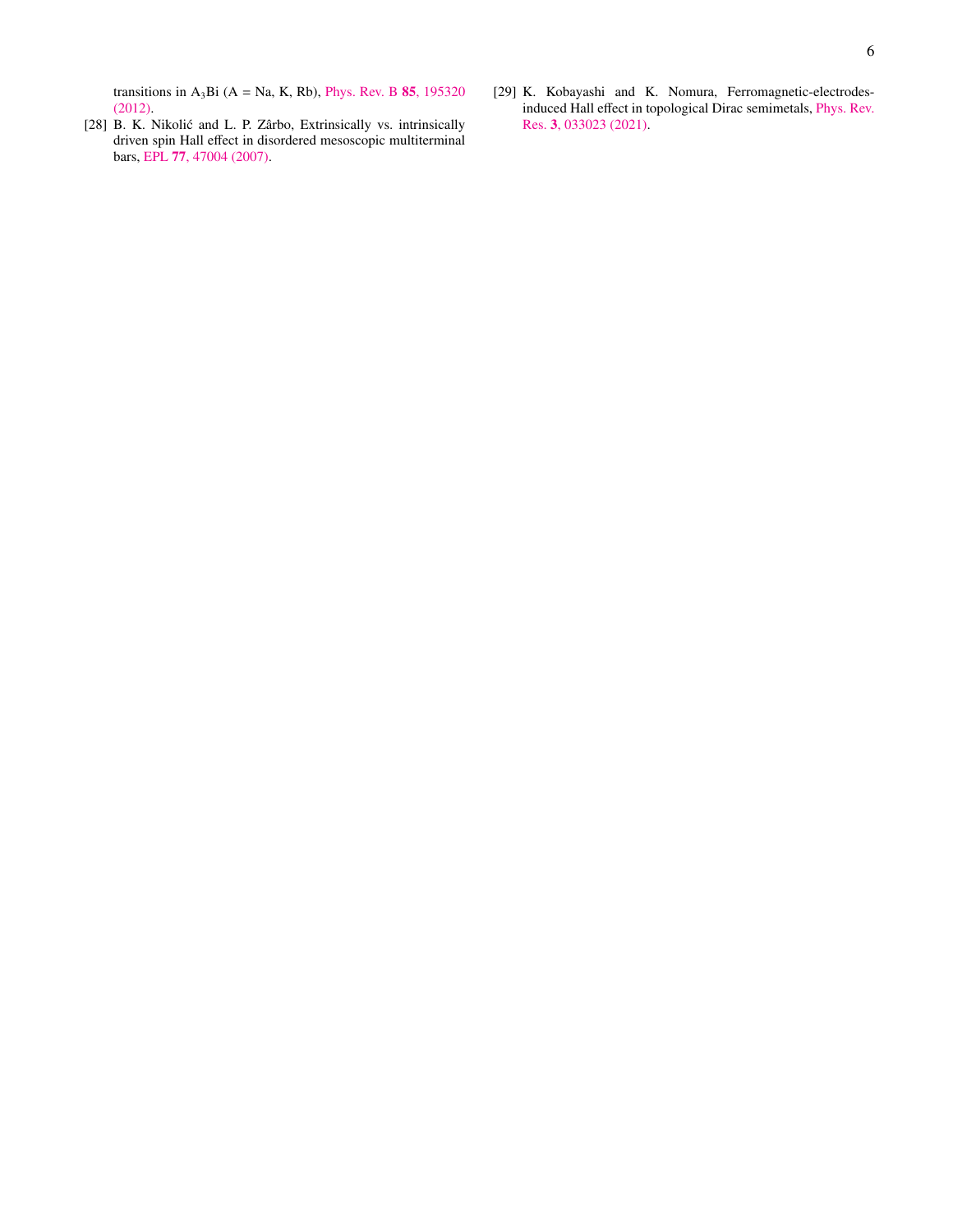transitions in $A_3Bi$ (A = Na, K, Rb), Phys. Rev. B **85**, 195320 (2012).

[28] B. K. Nikolić and L. P. Zârbo, Extrinsically vs. intrinsically driven spin Hall effect in disordered mesoscopic multiterminal bars, EPL **77**, 47004 (2007).

[29] K. Kobayashi and K. Nomura, Ferromagnetic-electrodes-induced Hall effect in topological Dirac semimetals, Phys. Rev. Res. **3**, 033023 (2021).